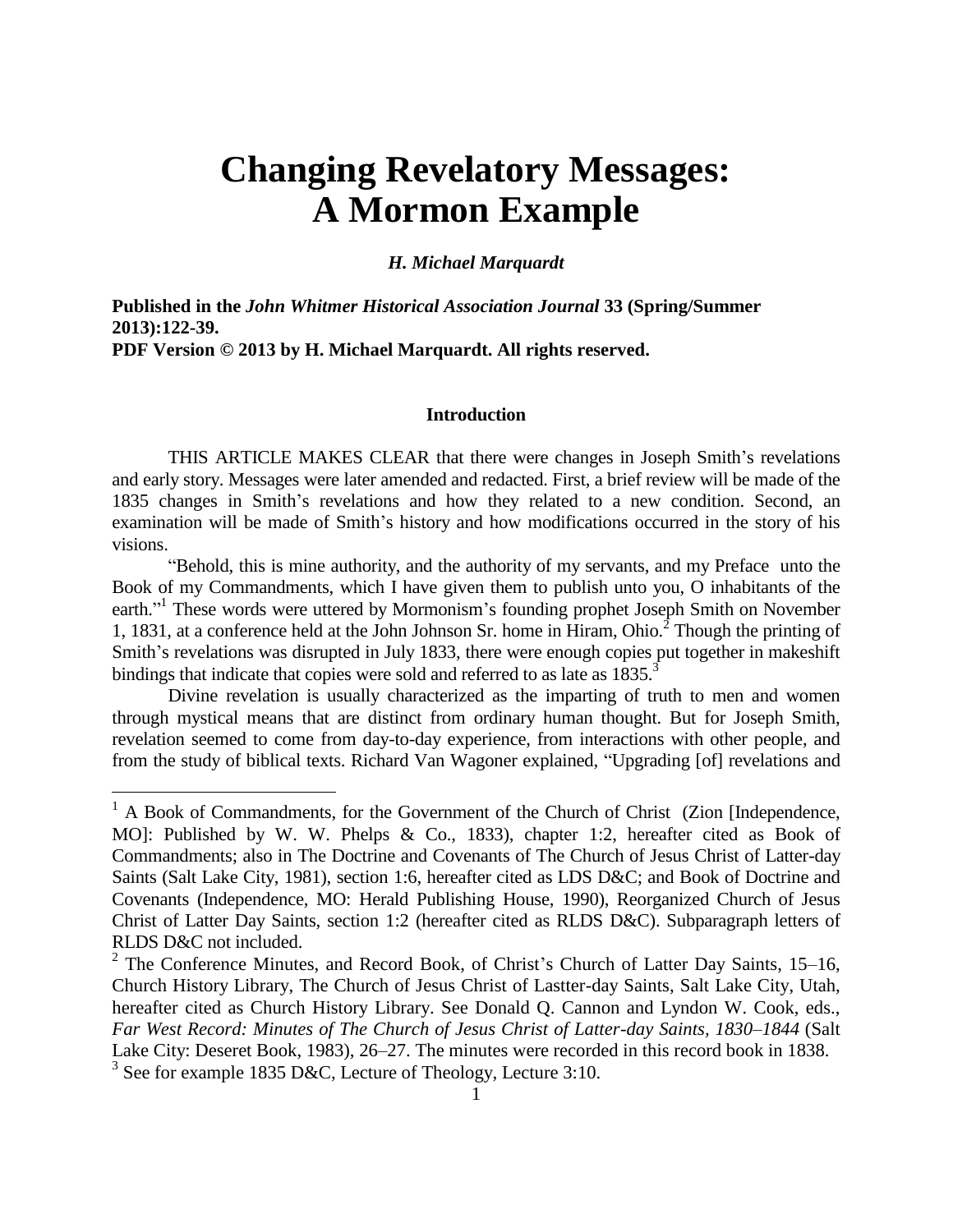# Changing Revelatory Messages: A Mormon Example

***H. Michael Marquardt***

**Published in the *John Whitmer Historical Association Journal* 33 (Spring/Summer 2013):122-39.**
**PDF Version © 2013 by H. Michael Marquardt. All rights reserved.**

### Introduction

THIS ARTICLE MAKES CLEAR that there were changes in Joseph Smith's revelations and early story. Messages were later amended and redacted. First, a brief review will be made of the 1835 changes in Smith's revelations and how they related to a new condition. Second, an examination will be made of Smith's history and how modifications occurred in the story of his visions.

"Behold, this is mine authority, and the authority of my servants, and my Preface unto the Book of my Commandments, which I have given them to publish unto you, O inhabitants of the earth."[1] These words were uttered by Mormonism's founding prophet Joseph Smith on November 1, 1831, at a conference held at the John Johnson Sr. home in Hiram, Ohio.[2] Though the printing of Smith's revelations was disrupted in July 1833, there were enough copies put together in makeshift bindings that indicate that copies were sold and referred to as late as 1835.[3]

Divine revelation is usually characterized as the imparting of truth to men and women through mystical means that are distinct from ordinary human thought. But for Joseph Smith, revelation seemed to come from day-to-day experience, from interactions with other people, and from the study of biblical texts. Richard Van Wagoner explained, "Upgrading [of] revelations and

---

[1] A Book of Commandments, for the Government of the Church of Christ (Zion [Independence, MO]: Published by W. W. Phelps & Co., 1833), chapter 1:2, hereafter cited as Book of Commandments; also in The Doctrine and Covenants of The Church of Jesus Christ of Latter-day Saints (Salt Lake City, 1981), section 1:6, hereafter cited as LDS D&C; and Book of Doctrine and Covenants (Independence, MO: Herald Publishing House, 1990), Reorganized Church of Jesus Christ of Latter Day Saints, section 1:2 (hereafter cited as RLDS D&C). Subparagraph letters of RLDS D&C not included.

[2] The Conference Minutes, and Record Book, of Christ's Church of Latter Day Saints, 15–16, Church History Library, The Church of Jesus Christ of Lastter-day Saints, Salt Lake City, Utah, hereafter cited as Church History Library. See Donald Q. Cannon and Lyndon W. Cook, eds., *Far West Record: Minutes of The Church of Jesus Christ of Latter-day Saints, 1830–1844* (Salt Lake City: Deseret Book, 1983), 26–27. The minutes were recorded in this record book in 1838.

[3] See for example 1835 D&C, Lecture of Theology, Lecture 3:10.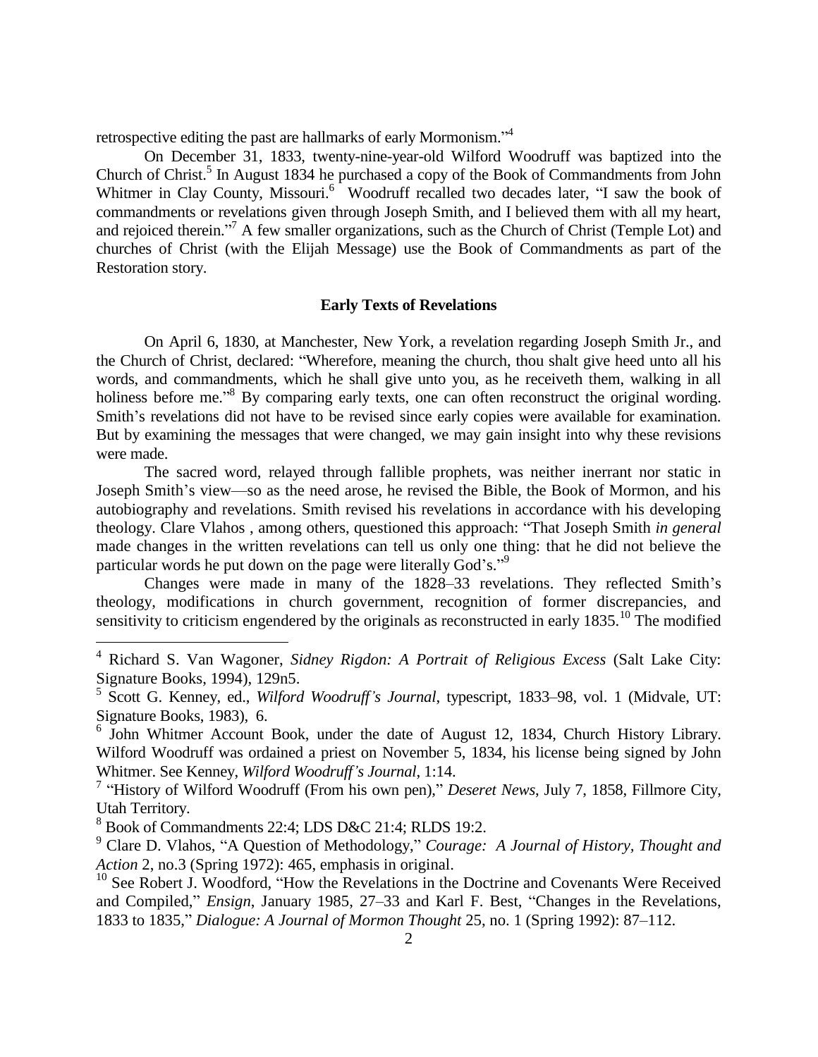retrospective editing the past are hallmarks of early Mormonism."[4]

On December 31, 1833, twenty-nine-year-old Wilford Woodruff was baptized into the Church of Christ.[5] In August 1834 he purchased a copy of the Book of Commandments from John Whitmer in Clay County, Missouri.[6] Woodruff recalled two decades later, "I saw the book of commandments or revelations given through Joseph Smith, and I believed them with all my heart, and rejoiced therein."[7] A few smaller organizations, such as the Church of Christ (Temple Lot) and churches of Christ (with the Elijah Message) use the Book of Commandments as part of the Restoration story.

### Early Texts of Revelations

On April 6, 1830, at Manchester, New York, a revelation regarding Joseph Smith Jr., and the Church of Christ, declared: "Wherefore, meaning the church, thou shalt give heed unto all his words, and commandments, which he shall give unto you, as he receiveth them, walking in all holiness before me."[8] By comparing early texts, one can often reconstruct the original wording. Smith's revelations did not have to be revised since early copies were available for examination. But by examining the messages that were changed, we may gain insight into why these revisions were made.

The sacred word, relayed through fallible prophets, was neither inerrant nor static in Joseph Smith's view—so as the need arose, he revised the Bible, the Book of Mormon, and his autobiography and revelations. Smith revised his revelations in accordance with his developing theology. Clare Vlahos , among others, questioned this approach: "That Joseph Smith *in general* made changes in the written revelations can tell us only one thing: that he did not believe the particular words he put down on the page were literally God's."[9]

Changes were made in many of the 1828–33 revelations. They reflected Smith's theology, modifications in church government, recognition of former discrepancies, and sensitivity to criticism engendered by the originals as reconstructed in early 1835.[10] The modified

---

[4] Richard S. Van Wagoner, *Sidney Rigdon: A Portrait of Religious Excess* (Salt Lake City: Signature Books, 1994), 129n5.

[5] Scott G. Kenney, ed., *Wilford Woodruff's Journal*, typescript, 1833–98, vol. 1 (Midvale, UT: Signature Books, 1983), 6.

[6] John Whitmer Account Book, under the date of August 12, 1834, Church History Library. Wilford Woodruff was ordained a priest on November 5, 1834, his license being signed by John Whitmer. See Kenney, *Wilford Woodruff's Journal*, 1:14.

[7] "History of Wilford Woodruff (From his own pen)," *Deseret News*, July 7, 1858, Fillmore City, Utah Territory.

[8] Book of Commandments 22:4; LDS D&C 21:4; RLDS 19:2.

[9] Clare D. Vlahos, "A Question of Methodology," *Courage: A Journal of History, Thought and Action* 2, no.3 (Spring 1972): 465, emphasis in original.

[10] See Robert J. Woodford, "How the Revelations in the Doctrine and Covenants Were Received and Compiled," *Ensign*, January 1985, 27–33 and Karl F. Best, "Changes in the Revelations, 1833 to 1835," *Dialogue: A Journal of Mormon Thought* 25, no. 1 (Spring 1992): 87–112.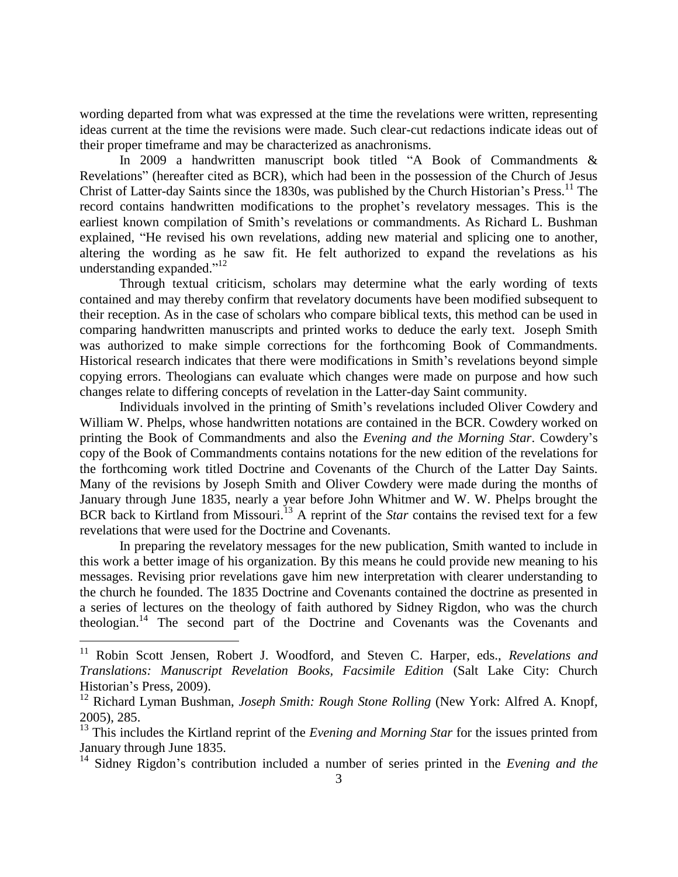wording departed from what was expressed at the time the revelations were written, representing ideas current at the time the revisions were made. Such clear-cut redactions indicate ideas out of their proper timeframe and may be characterized as anachronisms.

In 2009 a handwritten manuscript book titled "A Book of Commandments & Revelations" (hereafter cited as BCR), which had been in the possession of the Church of Jesus Christ of Latter-day Saints since the 1830s, was published by the Church Historian's Press.[11] The record contains handwritten modifications to the prophet's revelatory messages. This is the earliest known compilation of Smith's revelations or commandments. As Richard L. Bushman explained, "He revised his own revelations, adding new material and splicing one to another, altering the wording as he saw fit. He felt authorized to expand the revelations as his understanding expanded."[12]

Through textual criticism, scholars may determine what the early wording of texts contained and may thereby confirm that revelatory documents have been modified subsequent to their reception. As in the case of scholars who compare biblical texts, this method can be used in comparing handwritten manuscripts and printed works to deduce the early text. Joseph Smith was authorized to make simple corrections for the forthcoming Book of Commandments. Historical research indicates that there were modifications in Smith's revelations beyond simple copying errors. Theologians can evaluate which changes were made on purpose and how such changes relate to differing concepts of revelation in the Latter-day Saint community.

Individuals involved in the printing of Smith's revelations included Oliver Cowdery and William W. Phelps, whose handwritten notations are contained in the BCR. Cowdery worked on printing the Book of Commandments and also the *Evening and the Morning Star*. Cowdery's copy of the Book of Commandments contains notations for the new edition of the revelations for the forthcoming work titled Doctrine and Covenants of the Church of the Latter Day Saints. Many of the revisions by Joseph Smith and Oliver Cowdery were made during the months of January through June 1835, nearly a year before John Whitmer and W. W. Phelps brought the BCR back to Kirtland from Missouri.[13] A reprint of the *Star* contains the revised text for a few revelations that were used for the Doctrine and Covenants.

In preparing the revelatory messages for the new publication, Smith wanted to include in this work a better image of his organization. By this means he could provide new meaning to his messages. Revising prior revelations gave him new interpretation with clearer understanding to the church he founded. The 1835 Doctrine and Covenants contained the doctrine as presented in a series of lectures on the theology of faith authored by Sidney Rigdon, who was the church theologian.[14] The second part of the Doctrine and Covenants was the Covenants and

---

[11] Robin Scott Jensen, Robert J. Woodford, and Steven C. Harper, eds., *Revelations and Translations: Manuscript Revelation Books, Facsimile Edition* (Salt Lake City: Church Historian's Press, 2009).

[12] Richard Lyman Bushman, *Joseph Smith: Rough Stone Rolling* (New York: Alfred A. Knopf, 2005), 285.

[13] This includes the Kirtland reprint of the *Evening and Morning Star* for the issues printed from January through June 1835.

[14] Sidney Rigdon's contribution included a number of series printed in the *Evening and the*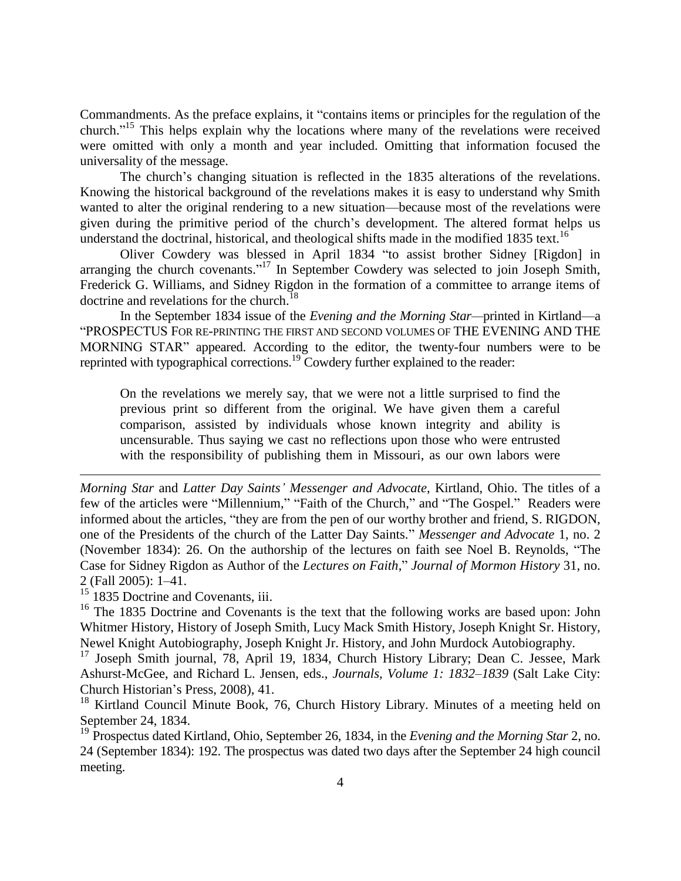Commandments. As the preface explains, it "contains items or principles for the regulation of the church."[15] This helps explain why the locations where many of the revelations were received were omitted with only a month and year included. Omitting that information focused the universality of the message.

The church's changing situation is reflected in the 1835 alterations of the revelations. Knowing the historical background of the revelations makes it is easy to understand why Smith wanted to alter the original rendering to a new situation—because most of the revelations were given during the primitive period of the church's development. The altered format helps us understand the doctrinal, historical, and theological shifts made in the modified 1835 text.[16]

Oliver Cowdery was blessed in April 1834 "to assist brother Sidney [Rigdon] in arranging the church covenants."[17] In September Cowdery was selected to join Joseph Smith, Frederick G. Williams, and Sidney Rigdon in the formation of a committee to arrange items of doctrine and revelations for the church.[18]

In the September 1834 issue of the *Evening and the Morning Star*—printed in Kirtland—a "PROSPECTUS FOR RE-PRINTING THE FIRST AND SECOND VOLUMES OF THE EVENING AND THE MORNING STAR" appeared. According to the editor, the twenty-four numbers were to be reprinted with typographical corrections.[19] Cowdery further explained to the reader:

> On the revelations we merely say, that we were not a little surprised to find the previous print so different from the original. We have given them a careful comparison, assisted by individuals whose known integrity and ability is uncensurable. Thus saying we cast no reflections upon those who were entrusted with the responsibility of publishing them in Missouri, as our own labors were

---

*Morning Star* and *Latter Day Saints' Messenger and Advocate*, Kirtland, Ohio. The titles of a few of the articles were "Millennium," "Faith of the Church," and "The Gospel." Readers were informed about the articles, "they are from the pen of our worthy brother and friend, S. RIGDON, one of the Presidents of the church of the Latter Day Saints." *Messenger and Advocate* 1, no. 2 (November 1834): 26. On the authorship of the lectures on faith see Noel B. Reynolds, "The Case for Sidney Rigdon as Author of the *Lectures on Faith*," *Journal of Mormon History* 31, no. 2 (Fall 2005): 1–41.

[15] 1835 Doctrine and Covenants, iii.

[16] The 1835 Doctrine and Covenants is the text that the following works are based upon: John Whitmer History, History of Joseph Smith, Lucy Mack Smith History, Joseph Knight Sr. History, Newel Knight Autobiography, Joseph Knight Jr. History, and John Murdock Autobiography.

[17] Joseph Smith journal, 78, April 19, 1834, Church History Library; Dean C. Jessee, Mark Ashurst-McGee, and Richard L. Jensen, eds., *Journals, Volume 1: 1832–1839* (Salt Lake City: Church Historian's Press, 2008), 41.

[18] Kirtland Council Minute Book, 76, Church History Library. Minutes of a meeting held on September 24, 1834.

[19] Prospectus dated Kirtland, Ohio, September 26, 1834, in the *Evening and the Morning Star* 2, no. 24 (September 1834): 192. The prospectus was dated two days after the September 24 high council meeting.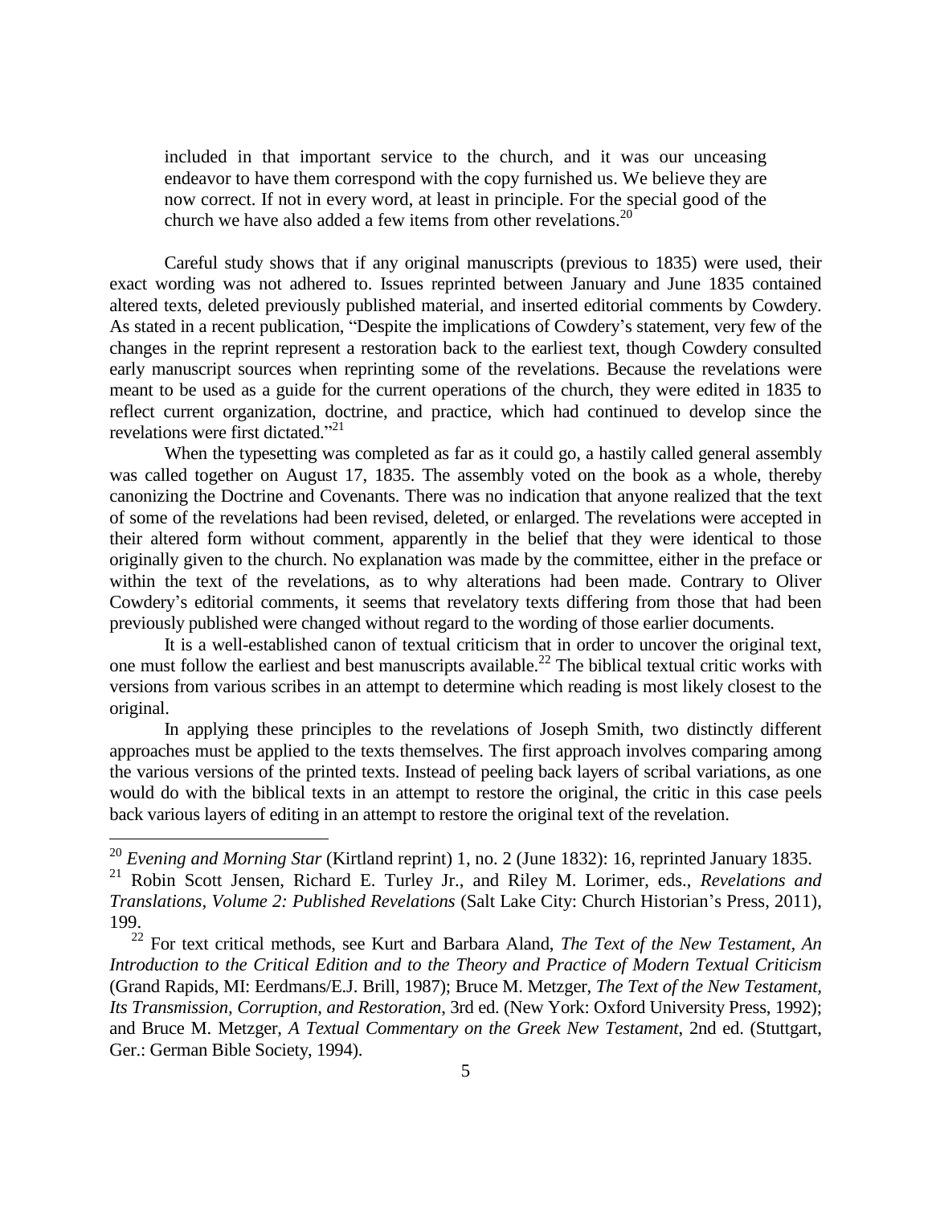> included in that important service to the church, and it was our unceasing endeavor to have them correspond with the copy furnished us. We believe they are now correct. If not in every word, at least in principle. For the special good of the church we have also added a few items from other revelations.[20]

Careful study shows that if any original manuscripts (previous to 1835) were used, their exact wording was not adhered to. Issues reprinted between January and June 1835 contained altered texts, deleted previously published material, and inserted editorial comments by Cowdery. As stated in a recent publication, "Despite the implications of Cowdery's statement, very few of the changes in the reprint represent a restoration back to the earliest text, though Cowdery consulted early manuscript sources when reprinting some of the revelations. Because the revelations were meant to be used as a guide for the current operations of the church, they were edited in 1835 to reflect current organization, doctrine, and practice, which had continued to develop since the revelations were first dictated."[21]

When the typesetting was completed as far as it could go, a hastily called general assembly was called together on August 17, 1835. The assembly voted on the book as a whole, thereby canonizing the Doctrine and Covenants. There was no indication that anyone realized that the text of some of the revelations had been revised, deleted, or enlarged. The revelations were accepted in their altered form without comment, apparently in the belief that they were identical to those originally given to the church. No explanation was made by the committee, either in the preface or within the text of the revelations, as to why alterations had been made. Contrary to Oliver Cowdery's editorial comments, it seems that revelatory texts differing from those that had been previously published were changed without regard to the wording of those earlier documents.

It is a well-established canon of textual criticism that in order to uncover the original text, one must follow the earliest and best manuscripts available.[22] The biblical textual critic works with versions from various scribes in an attempt to determine which reading is most likely closest to the original.

In applying these principles to the revelations of Joseph Smith, two distinctly different approaches must be applied to the texts themselves. The first approach involves comparing among the various versions of the printed texts. Instead of peeling back layers of scribal variations, as one would do with the biblical texts in an attempt to restore the original, the critic in this case peels back various layers of editing in an attempt to restore the original text of the revelation.

---

[20] *Evening and Morning Star* (Kirtland reprint) 1, no. 2 (June 1832): 16, reprinted January 1835.

[21] Robin Scott Jensen, Richard E. Turley Jr., and Riley M. Lorimer, eds., *Revelations and Translations, Volume 2: Published Revelations* (Salt Lake City: Church Historian's Press, 2011), 199.

[22] For text critical methods, see Kurt and Barbara Aland, *The Text of the New Testament, An Introduction to the Critical Edition and to the Theory and Practice of Modern Textual Criticism* (Grand Rapids, MI: Eerdmans/E.J. Brill, 1987); Bruce M. Metzger, *The Text of the New Testament, Its Transmission, Corruption, and Restoration*, 3rd ed. (New York: Oxford University Press, 1992); and Bruce M. Metzger, *A Textual Commentary on the Greek New Testament*, 2nd ed. (Stuttgart, Ger.: German Bible Society, 1994).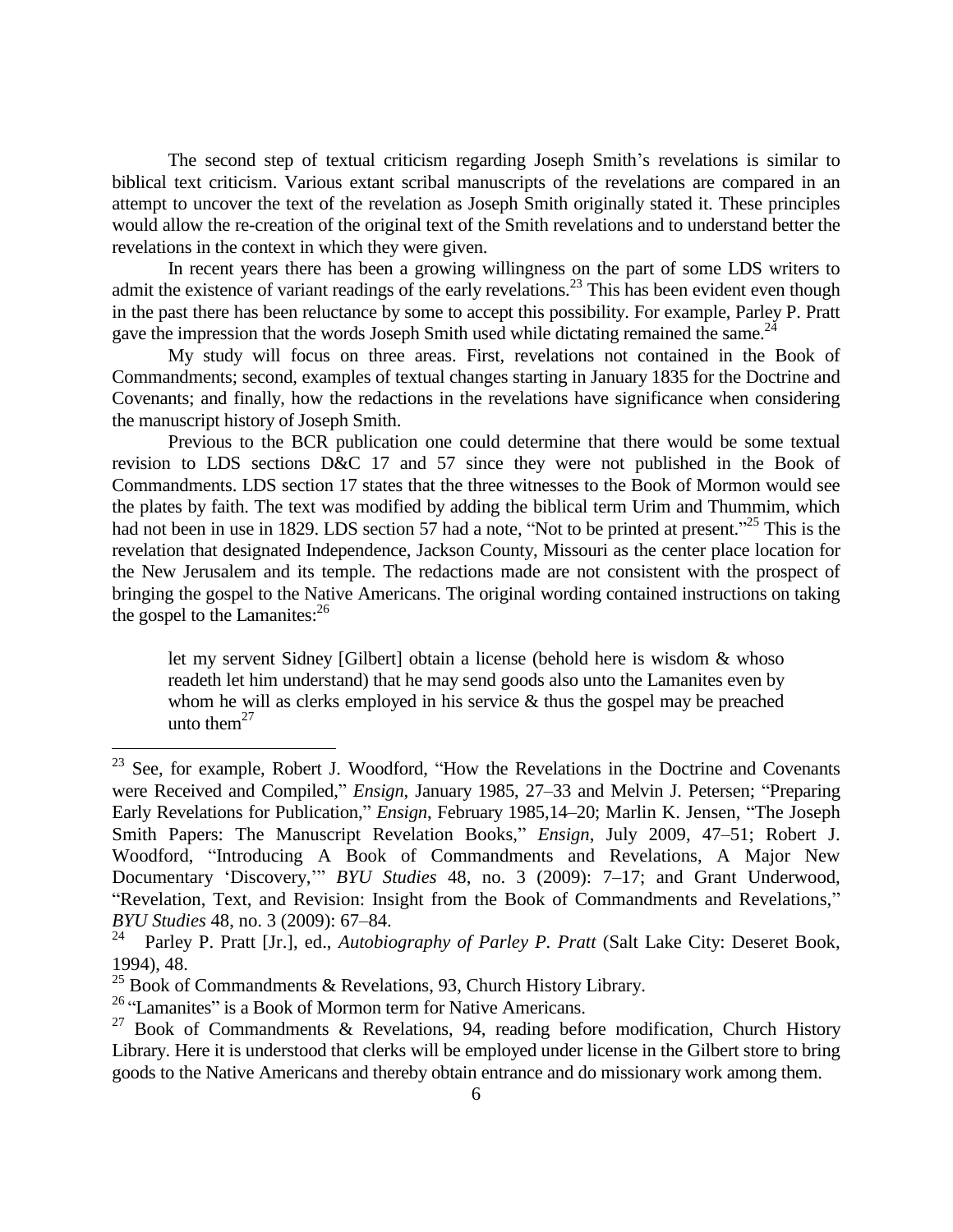The second step of textual criticism regarding Joseph Smith's revelations is similar to biblical text criticism. Various extant scribal manuscripts of the revelations are compared in an attempt to uncover the text of the revelation as Joseph Smith originally stated it. These principles would allow the re-creation of the original text of the Smith revelations and to understand better the revelations in the context in which they were given.

In recent years there has been a growing willingness on the part of some LDS writers to admit the existence of variant readings of the early revelations.[23] This has been evident even though in the past there has been reluctance by some to accept this possibility. For example, Parley P. Pratt gave the impression that the words Joseph Smith used while dictating remained the same.[24]

My study will focus on three areas. First, revelations not contained in the Book of Commandments; second, examples of textual changes starting in January 1835 for the Doctrine and Covenants; and finally, how the redactions in the revelations have significance when considering the manuscript history of Joseph Smith.

Previous to the BCR publication one could determine that there would be some textual revision to LDS sections D&C 17 and 57 since they were not published in the Book of Commandments. LDS section 17 states that the three witnesses to the Book of Mormon would see the plates by faith. The text was modified by adding the biblical term Urim and Thummim, which had not been in use in 1829. LDS section 57 had a note, "Not to be printed at present."[25] This is the revelation that designated Independence, Jackson County, Missouri as the center place location for the New Jerusalem and its temple. The redactions made are not consistent with the prospect of bringing the gospel to the Native Americans. The original wording contained instructions on taking the gospel to the Lamanites:[26]

> let my servent Sidney [Gilbert] obtain a license (behold here is wisdom & whoso readeth let him understand) that he may send goods also unto the Lamanites even by whom he will as clerks employed in his service & thus the gospel may be preached unto them[27]

---

[23] See, for example, Robert J. Woodford, "How the Revelations in the Doctrine and Covenants were Received and Compiled," *Ensign*, January 1985, 27–33 and Melvin J. Petersen; "Preparing Early Revelations for Publication," *Ensign*, February 1985,14–20; Marlin K. Jensen, "The Joseph Smith Papers: The Manuscript Revelation Books," *Ensign*, July 2009, 47–51; Robert J. Woodford, "Introducing A Book of Commandments and Revelations, A Major New Documentary 'Discovery,'" *BYU Studies* 48, no. 3 (2009): 7–17; and Grant Underwood, "Revelation, Text, and Revision: Insight from the Book of Commandments and Revelations," *BYU Studies* 48, no. 3 (2009): 67–84.

[24] Parley P. Pratt [Jr.], ed., *Autobiography of Parley P. Pratt* (Salt Lake City: Deseret Book, 1994), 48.

[25] Book of Commandments & Revelations, 93, Church History Library.

[26] "Lamanites" is a Book of Mormon term for Native Americans.

[27] Book of Commandments & Revelations, 94, reading before modification, Church History Library. Here it is understood that clerks will be employed under license in the Gilbert store to bring goods to the Native Americans and thereby obtain entrance and do missionary work among them.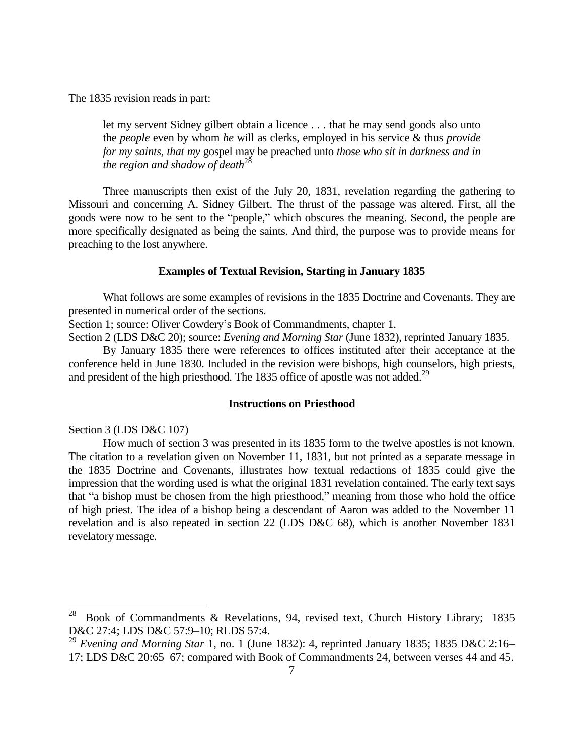The 1835 revision reads in part:

> let my servent Sidney gilbert obtain a licence . . . that he may send goods also unto the *people* even by whom *he* will as clerks, employed in his service & thus *provide for my saints, that my* gospel may be preached unto *those who sit in darkness and in the region and shadow of death*[28]

Three manuscripts then exist of the July 20, 1831, revelation regarding the gathering to Missouri and concerning A. Sidney Gilbert. The thrust of the passage was altered. First, all the goods were now to be sent to the "people," which obscures the meaning. Second, the people are more specifically designated as being the saints. And third, the purpose was to provide means for preaching to the lost anywhere.

### Examples of Textual Revision, Starting in January 1835

What follows are some examples of revisions in the 1835 Doctrine and Covenants. They are presented in numerical order of the sections.

Section 1; source: Oliver Cowdery's Book of Commandments, chapter 1.

Section 2 (LDS D&C 20); source: *Evening and Morning Star* (June 1832), reprinted January 1835.

By January 1835 there were references to offices instituted after their acceptance at the conference held in June 1830. Included in the revision were bishops, high counselors, high priests, and president of the high priesthood. The 1835 office of apostle was not added.[29]

### Instructions on Priesthood

Section 3 (LDS D&C 107)

How much of section 3 was presented in its 1835 form to the twelve apostles is not known. The citation to a revelation given on November 11, 1831, but not printed as a separate message in the 1835 Doctrine and Covenants, illustrates how textual redactions of 1835 could give the impression that the wording used is what the original 1831 revelation contained. The early text says that "a bishop must be chosen from the high priesthood," meaning from those who hold the office of high priest. The idea of a bishop being a descendant of Aaron was added to the November 11 revelation and is also repeated in section 22 (LDS D&C 68), which is another November 1831 revelatory message.

---

[28] Book of Commandments & Revelations, 94, revised text, Church History Library; 1835 D&C 27:4; LDS D&C 57:9–10; RLDS 57:4.

[29] *Evening and Morning Star* 1, no. 1 (June 1832): 4, reprinted January 1835; 1835 D&C 2:16–17; LDS D&C 20:65–67; compared with Book of Commandments 24, between verses 44 and 45.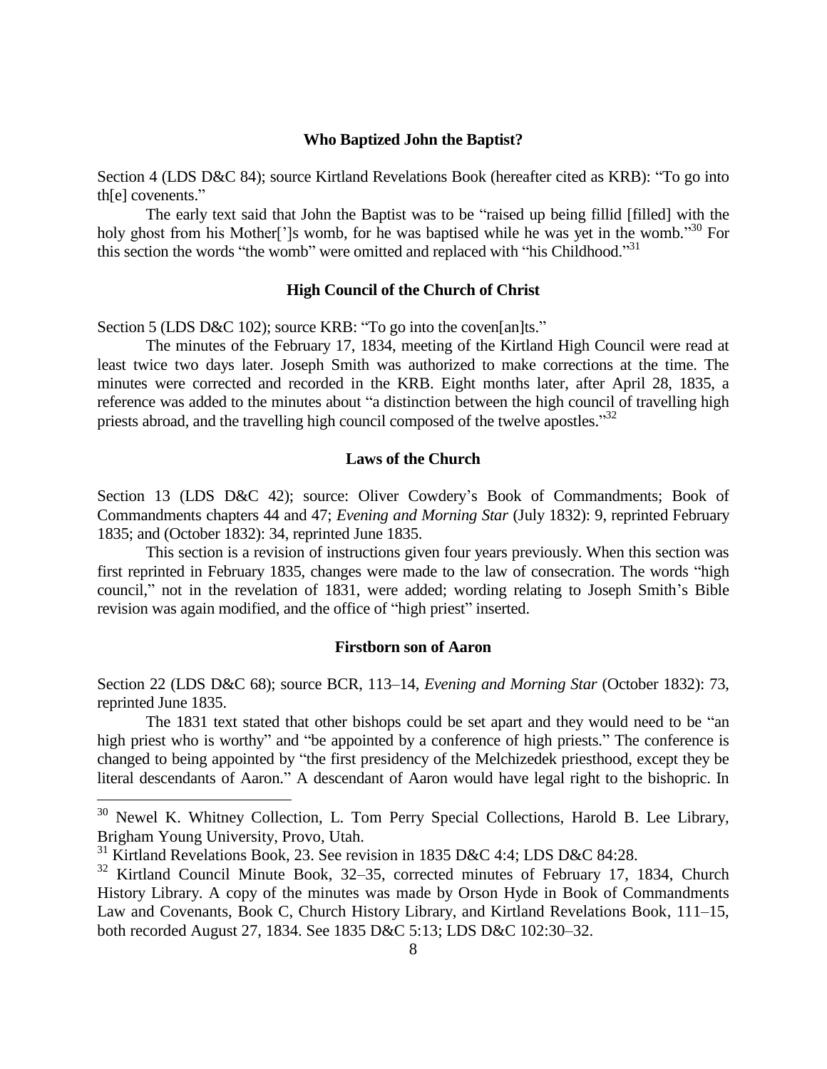### Who Baptized John the Baptist?

Section 4 (LDS D&C 84); source Kirtland Revelations Book (hereafter cited as KRB): "To go into th[e] covenents."

The early text said that John the Baptist was to be "raised up being fillid [filled] with the holy ghost from his Mother[']s womb, for he was baptised while he was yet in the womb."[30] For this section the words "the womb" were omitted and replaced with "his Childhood."[31]

### High Council of the Church of Christ

Section 5 (LDS D&C 102); source KRB: "To go into the coven[an]ts."

The minutes of the February 17, 1834, meeting of the Kirtland High Council were read at least twice two days later. Joseph Smith was authorized to make corrections at the time. The minutes were corrected and recorded in the KRB. Eight months later, after April 28, 1835, a reference was added to the minutes about "a distinction between the high council of travelling high priests abroad, and the travelling high council composed of the twelve apostles."[32]

### Laws of the Church

Section 13 (LDS D&C 42); source: Oliver Cowdery's Book of Commandments; Book of Commandments chapters 44 and 47; *Evening and Morning Star* (July 1832): 9, reprinted February 1835; and (October 1832): 34, reprinted June 1835.

This section is a revision of instructions given four years previously. When this section was first reprinted in February 1835, changes were made to the law of consecration. The words "high council," not in the revelation of 1831, were added; wording relating to Joseph Smith's Bible revision was again modified, and the office of "high priest" inserted.

### Firstborn son of Aaron

Section 22 (LDS D&C 68); source BCR, 113–14, *Evening and Morning Star* (October 1832): 73, reprinted June 1835.

The 1831 text stated that other bishops could be set apart and they would need to be "an high priest who is worthy" and "be appointed by a conference of high priests." The conference is changed to being appointed by "the first presidency of the Melchizedek priesthood, except they be literal descendants of Aaron." A descendant of Aaron would have legal right to the bishopric. In

---

[30] Newel K. Whitney Collection, L. Tom Perry Special Collections, Harold B. Lee Library, Brigham Young University, Provo, Utah.

[31] Kirtland Revelations Book, 23. See revision in 1835 D&C 4:4; LDS D&C 84:28.

[32] Kirtland Council Minute Book, 32–35, corrected minutes of February 17, 1834, Church History Library. A copy of the minutes was made by Orson Hyde in Book of Commandments Law and Covenants, Book C, Church History Library, and Kirtland Revelations Book, 111–15, both recorded August 27, 1834. See 1835 D&C 5:13; LDS D&C 102:30–32.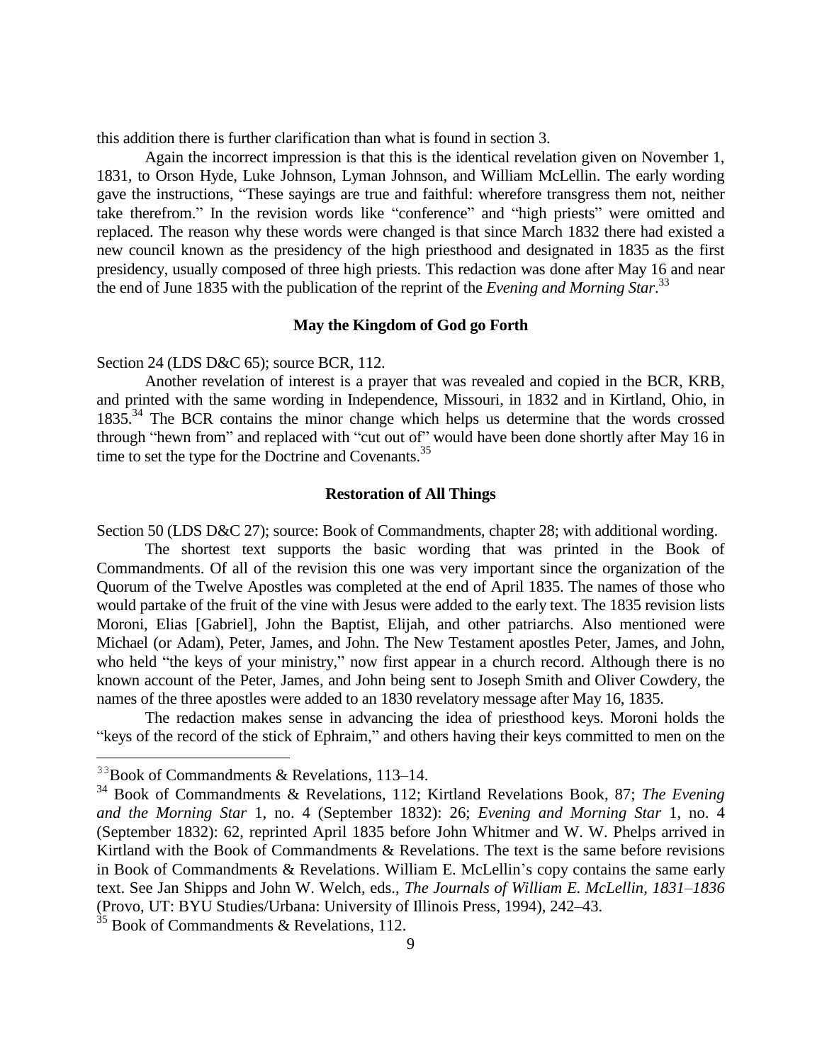this addition there is further clarification than what is found in section 3.

Again the incorrect impression is that this is the identical revelation given on November 1, 1831, to Orson Hyde, Luke Johnson, Lyman Johnson, and William McLellin. The early wording gave the instructions, "These sayings are true and faithful: wherefore transgress them not, neither take therefrom." In the revision words like "conference" and "high priests" were omitted and replaced. The reason why these words were changed is that since March 1832 there had existed a new council known as the presidency of the high priesthood and designated in 1835 as the first presidency, usually composed of three high priests. This redaction was done after May 16 and near the end of June 1835 with the publication of the reprint of the *Evening and Morning Star*.[33]

### May the Kingdom of God go Forth

Section 24 (LDS D&C 65); source BCR, 112.

Another revelation of interest is a prayer that was revealed and copied in the BCR, KRB, and printed with the same wording in Independence, Missouri, in 1832 and in Kirtland, Ohio, in 1835.[34] The BCR contains the minor change which helps us determine that the words crossed through "hewn from" and replaced with "cut out of" would have been done shortly after May 16 in time to set the type for the Doctrine and Covenants.[35]

### Restoration of All Things

Section 50 (LDS D&C 27); source: Book of Commandments, chapter 28; with additional wording.

The shortest text supports the basic wording that was printed in the Book of Commandments. Of all of the revision this one was very important since the organization of the Quorum of the Twelve Apostles was completed at the end of April 1835. The names of those who would partake of the fruit of the vine with Jesus were added to the early text. The 1835 revision lists Moroni, Elias [Gabriel], John the Baptist, Elijah, and other patriarchs. Also mentioned were Michael (or Adam), Peter, James, and John. The New Testament apostles Peter, James, and John, who held "the keys of your ministry," now first appear in a church record. Although there is no known account of the Peter, James, and John being sent to Joseph Smith and Oliver Cowdery, the names of the three apostles were added to an 1830 revelatory message after May 16, 1835.

The redaction makes sense in advancing the idea of priesthood keys. Moroni holds the "keys of the record of the stick of Ephraim," and others having their keys committed to men on the

---

[33] Book of Commandments & Revelations, 113–14.

[34] Book of Commandments & Revelations, 112; Kirtland Revelations Book, 87; *The Evening and the Morning Star* 1, no. 4 (September 1832): 26; *Evening and Morning Star* 1, no. 4 (September 1832): 62, reprinted April 1835 before John Whitmer and W. W. Phelps arrived in Kirtland with the Book of Commandments & Revelations. The text is the same before revisions in Book of Commandments & Revelations. William E. McLellin's copy contains the same early text. See Jan Shipps and John W. Welch, eds., *The Journals of William E. McLellin, 1831–1836* (Provo, UT: BYU Studies/Urbana: University of Illinois Press, 1994), 242–43.

[35] Book of Commandments & Revelations, 112.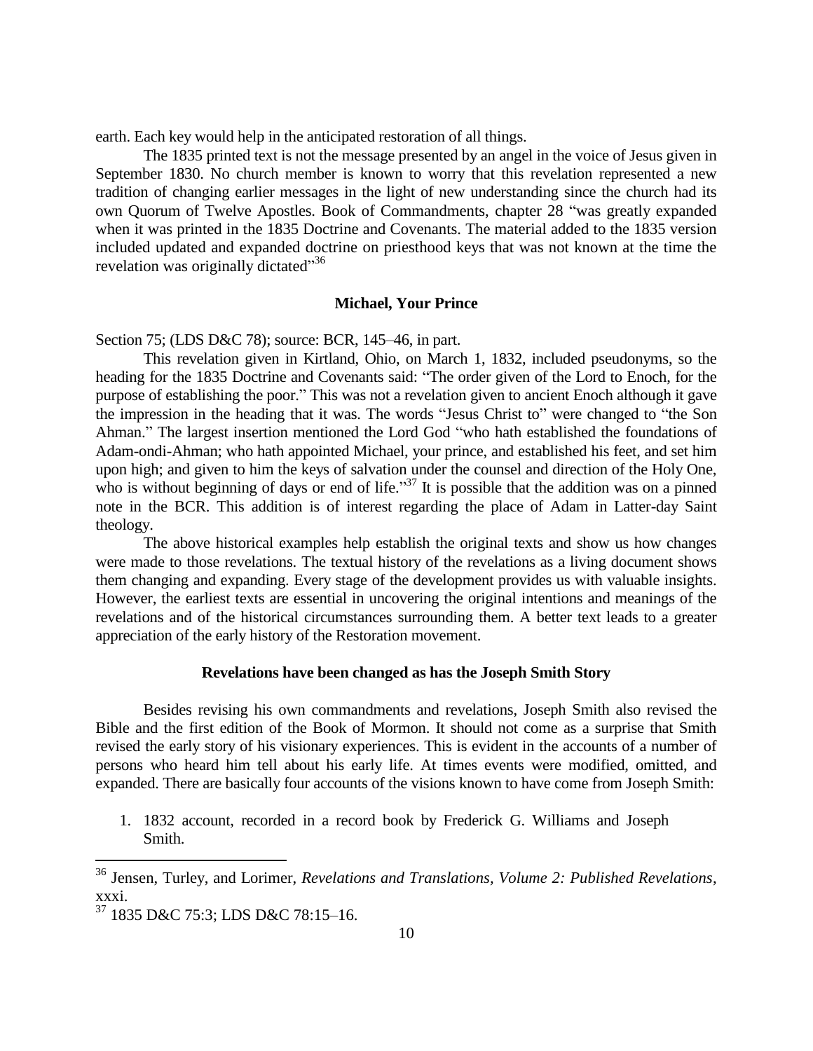earth. Each key would help in the anticipated restoration of all things.

The 1835 printed text is not the message presented by an angel in the voice of Jesus given in September 1830. No church member is known to worry that this revelation represented a new tradition of changing earlier messages in the light of new understanding since the church had its own Quorum of Twelve Apostles. Book of Commandments, chapter 28 "was greatly expanded when it was printed in the 1835 Doctrine and Covenants. The material added to the 1835 version included updated and expanded doctrine on priesthood keys that was not known at the time the revelation was originally dictated"[36]

### Michael, Your Prince

Section 75; (LDS D&C 78); source: BCR, 145–46, in part.

This revelation given in Kirtland, Ohio, on March 1, 1832, included pseudonyms, so the heading for the 1835 Doctrine and Covenants said: "The order given of the Lord to Enoch, for the purpose of establishing the poor." This was not a revelation given to ancient Enoch although it gave the impression in the heading that it was. The words "Jesus Christ to" were changed to "the Son Ahman." The largest insertion mentioned the Lord God "who hath established the foundations of Adam-ondi-Ahman; who hath appointed Michael, your prince, and established his feet, and set him upon high; and given to him the keys of salvation under the counsel and direction of the Holy One, who is without beginning of days or end of life."[37] It is possible that the addition was on a pinned note in the BCR. This addition is of interest regarding the place of Adam in Latter-day Saint theology.

The above historical examples help establish the original texts and show us how changes were made to those revelations. The textual history of the revelations as a living document shows them changing and expanding. Every stage of the development provides us with valuable insights. However, the earliest texts are essential in uncovering the original intentions and meanings of the revelations and of the historical circumstances surrounding them. A better text leads to a greater appreciation of the early history of the Restoration movement.

### Revelations have been changed as has the Joseph Smith Story

Besides revising his own commandments and revelations, Joseph Smith also revised the Bible and the first edition of the Book of Mormon. It should not come as a surprise that Smith revised the early story of his visionary experiences. This is evident in the accounts of a number of persons who heard him tell about his early life. At times events were modified, omitted, and expanded. There are basically four accounts of the visions known to have come from Joseph Smith:

1. 1832 account, recorded in a record book by Frederick G. Williams and Joseph Smith.

---

[36] Jensen, Turley, and Lorimer, *Revelations and Translations, Volume 2: Published Revelations*, xxxi.

[37] 1835 D&C 75:3; LDS D&C 78:15–16.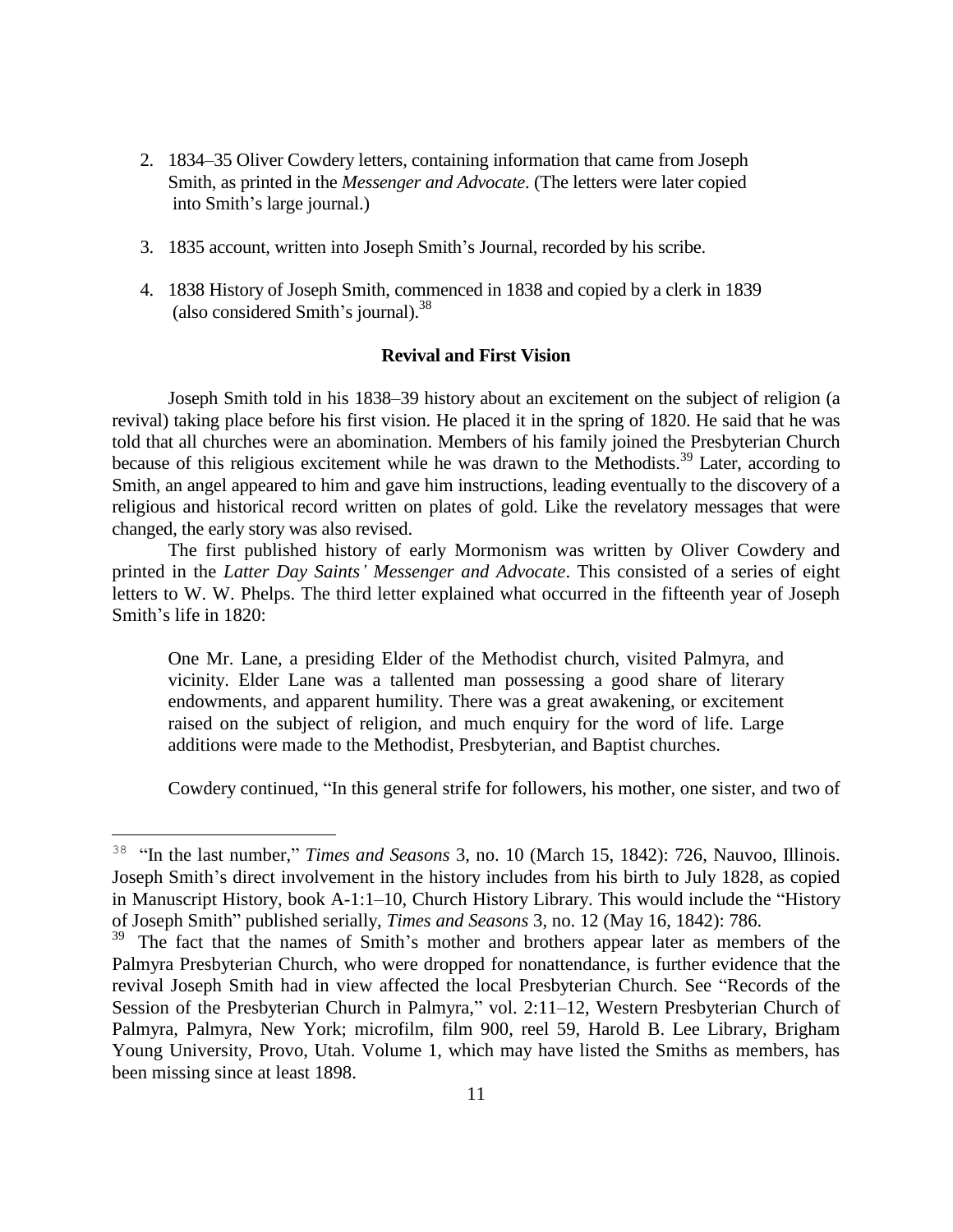2. 1834–35 Oliver Cowdery letters, containing information that came from Joseph Smith, as printed in the *Messenger and Advocate*. (The letters were later copied into Smith's large journal.)

3. 1835 account, written into Joseph Smith's Journal, recorded by his scribe.

4. 1838 History of Joseph Smith, commenced in 1838 and copied by a clerk in 1839 (also considered Smith's journal).[38]

**Revival and First Vision**

Joseph Smith told in his 1838–39 history about an excitement on the subject of religion (a revival) taking place before his first vision. He placed it in the spring of 1820. He said that he was told that all churches were an abomination. Members of his family joined the Presbyterian Church because of this religious excitement while he was drawn to the Methodists.[39] Later, according to Smith, an angel appeared to him and gave him instructions, leading eventually to the discovery of a religious and historical record written on plates of gold. Like the revelatory messages that were changed, the early story was also revised.

The first published history of early Mormonism was written by Oliver Cowdery and printed in the *Latter Day Saints' Messenger and Advocate*. This consisted of a series of eight letters to W. W. Phelps. The third letter explained what occurred in the fifteenth year of Joseph Smith's life in 1820:

> One Mr. Lane, a presiding Elder of the Methodist church, visited Palmyra, and vicinity. Elder Lane was a tallented man possessing a good share of literary endowments, and apparent humility. There was a great awakening, or excitement raised on the subject of religion, and much enquiry for the word of life. Large additions were made to the Methodist, Presbyterian, and Baptist churches.

Cowdery continued, "In this general strife for followers, his mother, one sister, and two of

---

[38] "In the last number," *Times and Seasons* 3, no. 10 (March 15, 1842): 726, Nauvoo, Illinois. Joseph Smith's direct involvement in the history includes from his birth to July 1828, as copied in Manuscript History, book A-1:1–10, Church History Library. This would include the "History of Joseph Smith" published serially, *Times and Seasons* 3, no. 12 (May 16, 1842): 786.

[39] The fact that the names of Smith's mother and brothers appear later as members of the Palmyra Presbyterian Church, who were dropped for nonattendance, is further evidence that the revival Joseph Smith had in view affected the local Presbyterian Church. See "Records of the Session of the Presbyterian Church in Palmyra," vol. 2:11–12, Western Presbyterian Church of Palmyra, Palmyra, New York; microfilm, film 900, reel 59, Harold B. Lee Library, Brigham Young University, Provo, Utah. Volume 1, which may have listed the Smiths as members, has been missing since at least 1898.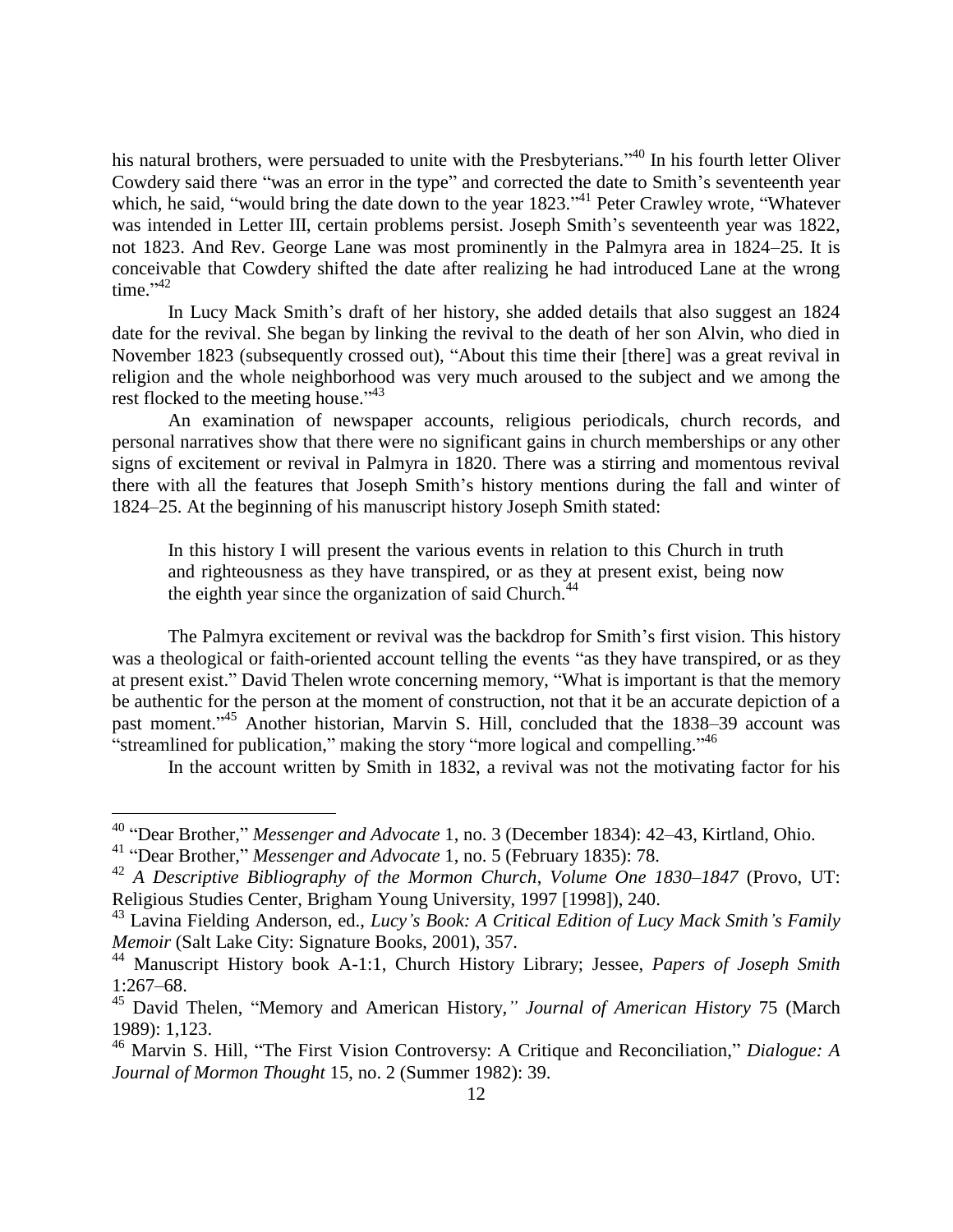his natural brothers, were persuaded to unite with the Presbyterians."[40] In his fourth letter Oliver Cowdery said there "was an error in the type" and corrected the date to Smith's seventeenth year which, he said, "would bring the date down to the year 1823."[41] Peter Crawley wrote, "Whatever was intended in Letter III, certain problems persist. Joseph Smith's seventeenth year was 1822, not 1823. And Rev. George Lane was most prominently in the Palmyra area in 1824–25. It is conceivable that Cowdery shifted the date after realizing he had introduced Lane at the wrong time."[42]

In Lucy Mack Smith's draft of her history, she added details that also suggest an 1824 date for the revival. She began by linking the revival to the death of her son Alvin, who died in November 1823 (subsequently crossed out), "About this time their [there] was a great revival in religion and the whole neighborhood was very much aroused to the subject and we among the rest flocked to the meeting house."[43]

An examination of newspaper accounts, religious periodicals, church records, and personal narratives show that there were no significant gains in church memberships or any other signs of excitement or revival in Palmyra in 1820. There was a stirring and momentous revival there with all the features that Joseph Smith's history mentions during the fall and winter of 1824–25. At the beginning of his manuscript history Joseph Smith stated:

> In this history I will present the various events in relation to this Church in truth and righteousness as they have transpired, or as they at present exist, being now the eighth year since the organization of said Church.[44]

The Palmyra excitement or revival was the backdrop for Smith's first vision. This history was a theological or faith-oriented account telling the events "as they have transpired, or as they at present exist." David Thelen wrote concerning memory, "What is important is that the memory be authentic for the person at the moment of construction, not that it be an accurate depiction of a past moment."[45] Another historian, Marvin S. Hill, concluded that the 1838–39 account was "streamlined for publication," making the story "more logical and compelling."[46]

In the account written by Smith in 1832, a revival was not the motivating factor for his

---

[40] "Dear Brother," *Messenger and Advocate* 1, no. 3 (December 1834): 42–43, Kirtland, Ohio.

[41] "Dear Brother," *Messenger and Advocate* 1, no. 5 (February 1835): 78.

[42] *A Descriptive Bibliography of the Mormon Church, Volume One 1830–1847* (Provo, UT: Religious Studies Center, Brigham Young University, 1997 [1998]), 240.

[43] Lavina Fielding Anderson, ed., *Lucy's Book: A Critical Edition of Lucy Mack Smith's Family Memoir* (Salt Lake City: Signature Books, 2001), 357.

[44] Manuscript History book A-1:1, Church History Library; Jessee, *Papers of Joseph Smith* 1:267–68.

[45] David Thelen, "Memory and American History," *Journal of American History* 75 (March 1989): 1,123.

[46] Marvin S. Hill, "The First Vision Controversy: A Critique and Reconciliation," *Dialogue: A Journal of Mormon Thought* 15, no. 2 (Summer 1982): 39.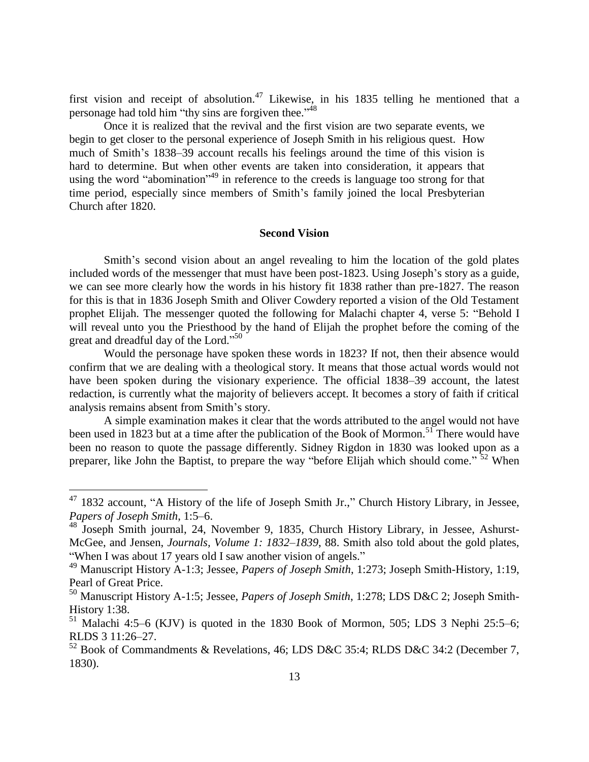first vision and receipt of absolution.[47] Likewise, in his 1835 telling he mentioned that a personage had told him "thy sins are forgiven thee."[48]

Once it is realized that the revival and the first vision are two separate events, we begin to get closer to the personal experience of Joseph Smith in his religious quest. How much of Smith's 1838–39 account recalls his feelings around the time of this vision is hard to determine. But when other events are taken into consideration, it appears that using the word "abomination"[49] in reference to the creeds is language too strong for that time period, especially since members of Smith's family joined the local Presbyterian Church after 1820.

### Second Vision

Smith's second vision about an angel revealing to him the location of the gold plates included words of the messenger that must have been post-1823. Using Joseph's story as a guide, we can see more clearly how the words in his history fit 1838 rather than pre-1827. The reason for this is that in 1836 Joseph Smith and Oliver Cowdery reported a vision of the Old Testament prophet Elijah. The messenger quoted the following for Malachi chapter 4, verse 5: "Behold I will reveal unto you the Priesthood by the hand of Elijah the prophet before the coming of the great and dreadful day of the Lord."[50]

Would the personage have spoken these words in 1823? If not, then their absence would confirm that we are dealing with a theological story. It means that those actual words would not have been spoken during the visionary experience. The official 1838–39 account, the latest redaction, is currently what the majority of believers accept. It becomes a story of faith if critical analysis remains absent from Smith's story.

A simple examination makes it clear that the words attributed to the angel would not have been used in 1823 but at a time after the publication of the Book of Mormon.[51] There would have been no reason to quote the passage differently. Sidney Rigdon in 1830 was looked upon as a preparer, like John the Baptist, to prepare the way "before Elijah which should come."[52] When

---

[47] 1832 account, "A History of the life of Joseph Smith Jr.," Church History Library, in Jessee, *Papers of Joseph Smith*, 1:5–6.

[48] Joseph Smith journal, 24, November 9, 1835, Church History Library, in Jessee, Ashurst-McGee, and Jensen, *Journals, Volume 1: 1832–1839*, 88. Smith also told about the gold plates, "When I was about 17 years old I saw another vision of angels."

[49] Manuscript History A-1:3; Jessee, *Papers of Joseph Smith*, 1:273; Joseph Smith-History, 1:19, Pearl of Great Price.

[50] Manuscript History A-1:5; Jessee, *Papers of Joseph Smith*, 1:278; LDS D&C 2; Joseph Smith-History 1:38.

[51] Malachi 4:5–6 (KJV) is quoted in the 1830 Book of Mormon, 505; LDS 3 Nephi 25:5–6; RLDS 3 11:26–27.

[52] Book of Commandments & Revelations, 46; LDS D&C 35:4; RLDS D&C 34:2 (December 7, 1830).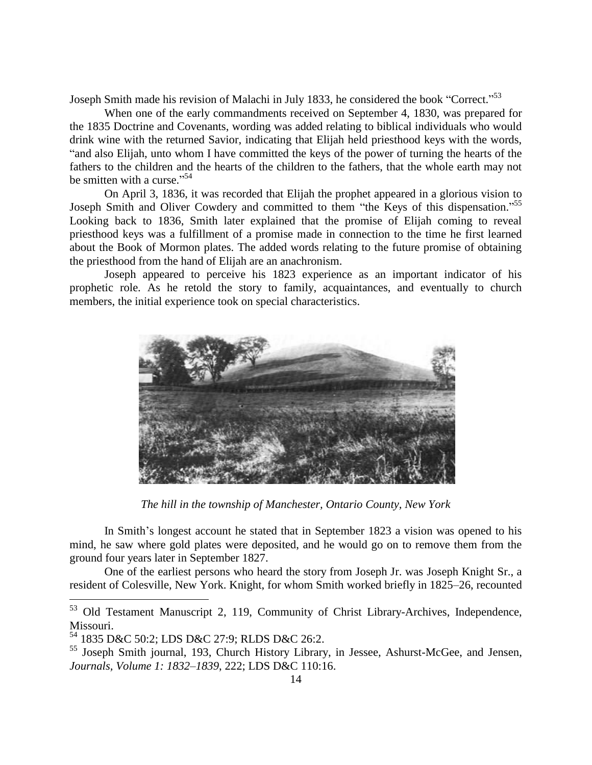Joseph Smith made his revision of Malachi in July 1833, he considered the book "Correct."[53]

When one of the early commandments received on September 4, 1830, was prepared for the 1835 Doctrine and Covenants, wording was added relating to biblical individuals who would drink wine with the returned Savior, indicating that Elijah held priesthood keys with the words, "and also Elijah, unto whom I have committed the keys of the power of turning the hearts of the fathers to the children and the hearts of the children to the fathers, that the whole earth may not be smitten with a curse."[54]

On April 3, 1836, it was recorded that Elijah the prophet appeared in a glorious vision to Joseph Smith and Oliver Cowdery and committed to them "the Keys of this dispensation."[55] Looking back to 1836, Smith later explained that the promise of Elijah coming to reveal priesthood keys was a fulfillment of a promise made in connection to the time he first learned about the Book of Mormon plates. The added words relating to the future promise of obtaining the priesthood from the hand of Elijah are an anachronism.

Joseph appeared to perceive his 1823 experience as an important indicator of his prophetic role. As he retold the story to family, acquaintances, and eventually to church members, the initial experience took on special characteristics.

*The hill in the township of Manchester, Ontario County, New York*

In Smith's longest account he stated that in September 1823 a vision was opened to his mind, he saw where gold plates were deposited, and he would go on to remove them from the ground four years later in September 1827.

One of the earliest persons who heard the story from Joseph Jr. was Joseph Knight Sr., a resident of Colesville, New York. Knight, for whom Smith worked briefly in 1825–26, recounted

---

[53] Old Testament Manuscript 2, 119, Community of Christ Library-Archives, Independence, Missouri.

[54] 1835 D&C 50:2; LDS D&C 27:9; RLDS D&C 26:2.

[55] Joseph Smith journal, 193, Church History Library, in Jessee, Ashurst-McGee, and Jensen, *Journals, Volume 1: 1832–1839*, 222; LDS D&C 110:16.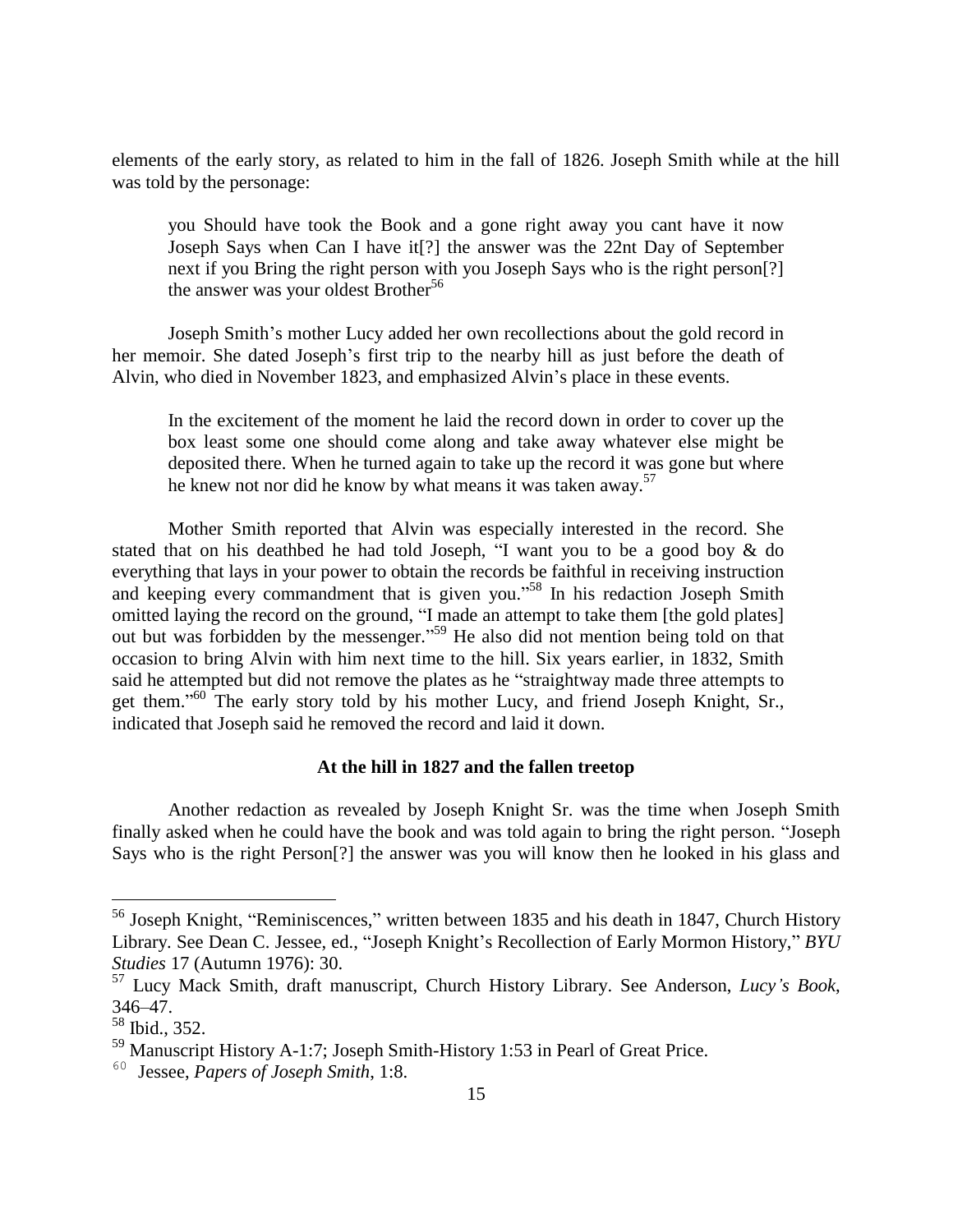elements of the early story, as related to him in the fall of 1826. Joseph Smith while at the hill was told by the personage:

> you Should have took the Book and a gone right away you cant have it now Joseph Says when Can I have it[?] the answer was the 22nt Day of September next if you Bring the right person with you Joseph Says who is the right person[?] the answer was your oldest Brother[56]

Joseph Smith's mother Lucy added her own recollections about the gold record in her memoir. She dated Joseph's first trip to the nearby hill as just before the death of Alvin, who died in November 1823, and emphasized Alvin's place in these events.

> In the excitement of the moment he laid the record down in order to cover up the box least some one should come along and take away whatever else might be deposited there. When he turned again to take up the record it was gone but where he knew not nor did he know by what means it was taken away.[57]

Mother Smith reported that Alvin was especially interested in the record. She stated that on his deathbed he had told Joseph, "I want you to be a good boy & do everything that lays in your power to obtain the records be faithful in receiving instruction and keeping every commandment that is given you."[58] In his redaction Joseph Smith omitted laying the record on the ground, "I made an attempt to take them [the gold plates] out but was forbidden by the messenger."[59] He also did not mention being told on that occasion to bring Alvin with him next time to the hill. Six years earlier, in 1832, Smith said he attempted but did not remove the plates as he "straightway made three attempts to get them."[60] The early story told by his mother Lucy, and friend Joseph Knight, Sr., indicated that Joseph said he removed the record and laid it down.

### At the hill in 1827 and the fallen treetop

Another redaction as revealed by Joseph Knight Sr. was the time when Joseph Smith finally asked when he could have the book and was told again to bring the right person. "Joseph Says who is the right Person[?] the answer was you will know then he looked in his glass and

---

[56] Joseph Knight, "Reminiscences," written between 1835 and his death in 1847, Church History Library. See Dean C. Jessee, ed., "Joseph Knight's Recollection of Early Mormon History," *BYU Studies* 17 (Autumn 1976): 30.

[57] Lucy Mack Smith, draft manuscript, Church History Library. See Anderson, *Lucy's Book*, 346–47.

[58] Ibid., 352.

[59] Manuscript History A-1:7; Joseph Smith-History 1:53 in Pearl of Great Price.

[60] Jessee, *Papers of Joseph Smith*, 1:8.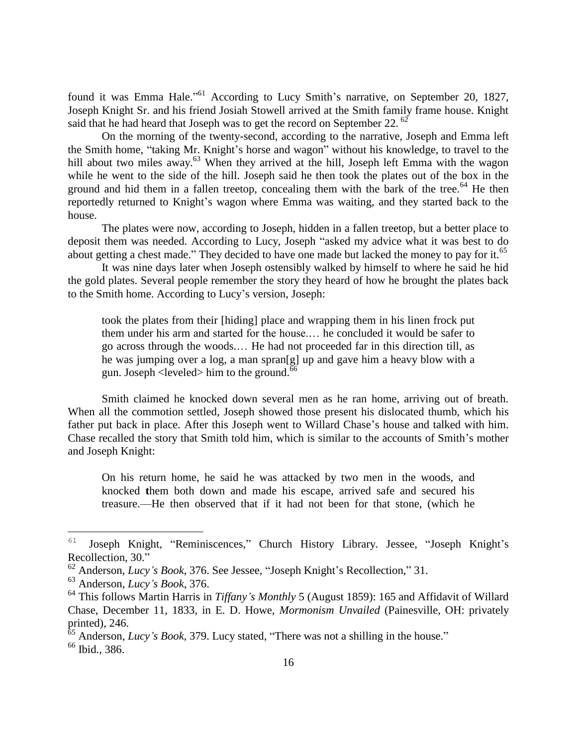found it was Emma Hale."[61] According to Lucy Smith's narrative, on September 20, 1827, Joseph Knight Sr. and his friend Josiah Stowell arrived at the Smith family frame house. Knight said that he had heard that Joseph was to get the record on September 22. [62]

On the morning of the twenty-second, according to the narrative, Joseph and Emma left the Smith home, "taking Mr. Knight's horse and wagon" without his knowledge, to travel to the hill about two miles away.[63] When they arrived at the hill, Joseph left Emma with the wagon while he went to the side of the hill. Joseph said he then took the plates out of the box in the ground and hid them in a fallen treetop, concealing them with the bark of the tree.[64] He then reportedly returned to Knight's wagon where Emma was waiting, and they started back to the house.

The plates were now, according to Joseph, hidden in a fallen treetop, but a better place to deposit them was needed. According to Lucy, Joseph "asked my advice what it was best to do about getting a chest made." They decided to have one made but lacked the money to pay for it.[65]

It was nine days later when Joseph ostensibly walked by himself to where he said he hid the gold plates. Several people remember the story they heard of how he brought the plates back to the Smith home. According to Lucy's version, Joseph:

> took the plates from their [hiding] place and wrapping them in his linen frock put them under his arm and started for the house.… he concluded it would be safer to go across through the woods.… He had not proceeded far in this direction till, as he was jumping over a log, a man spran[g] up and gave him a heavy blow with a gun. Joseph <leveled> him to the ground.[66]

Smith claimed he knocked down several men as he ran home, arriving out of breath. When all the commotion settled, Joseph showed those present his dislocated thumb, which his father put back in place. After this Joseph went to Willard Chase's house and talked with him. Chase recalled the story that Smith told him, which is similar to the accounts of Smith's mother and Joseph Knight:

> On his return home, he said he was attacked by two men in the woods, and knocked them both down and made his escape, arrived safe and secured his treasure.—He then observed that if it had not been for that stone, (which he

---

[61] Joseph Knight, "Reminiscences," Church History Library. Jessee, "Joseph Knight's Recollection, 30."

[62] Anderson, *Lucy's Book*, 376. See Jessee, "Joseph Knight's Recollection," 31.

[63] Anderson, *Lucy's Book*, 376.

[64] This follows Martin Harris in *Tiffany's Monthly* 5 (August 1859): 165 and Affidavit of Willard Chase, December 11, 1833, in E. D. Howe, *Mormonism Unvailed* (Painesville, OH: privately printed), 246.

[65] Anderson, *Lucy's Book*, 379. Lucy stated, "There was not a shilling in the house."

[66] Ibid., 386.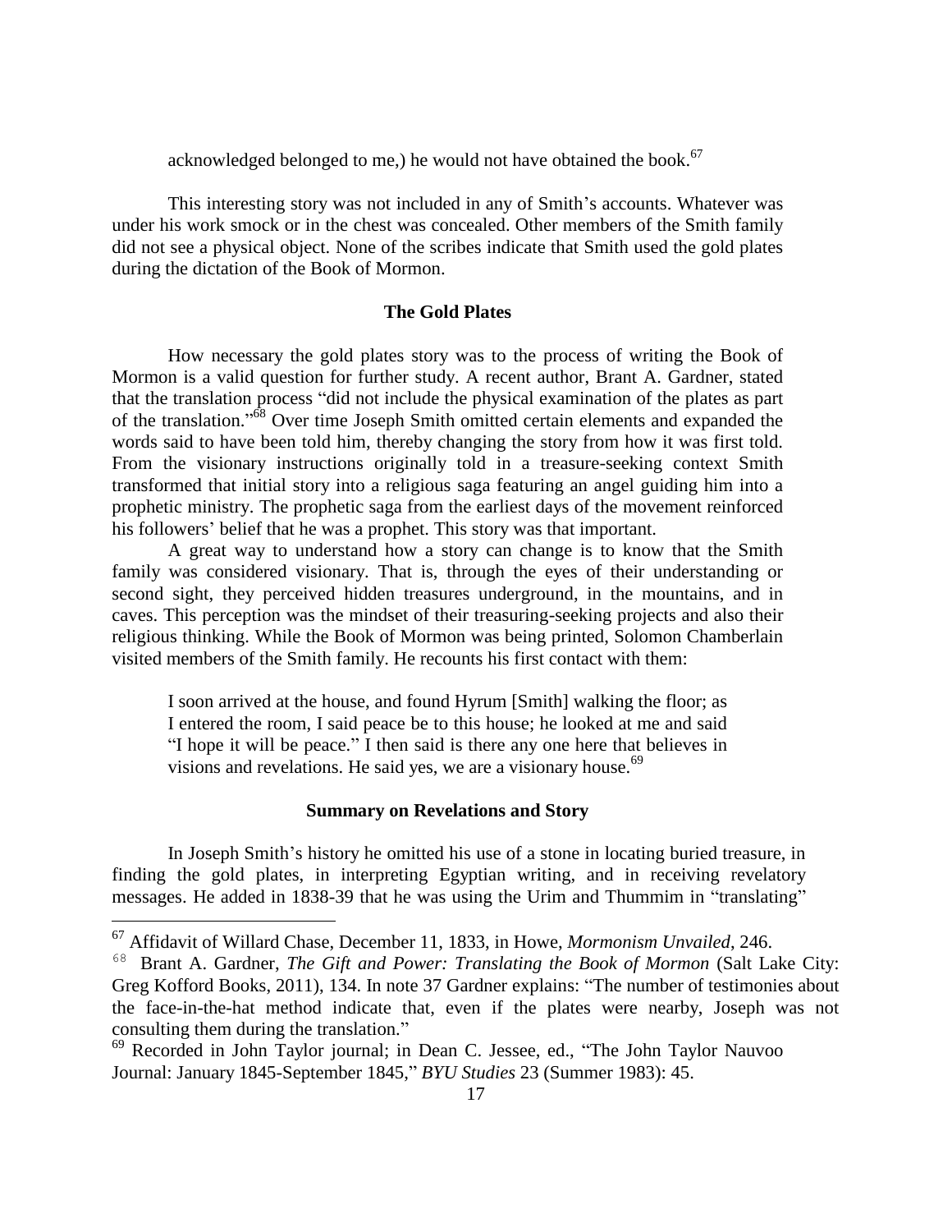acknowledged belonged to me,) he would not have obtained the book.[67]

This interesting story was not included in any of Smith's accounts. Whatever was under his work smock or in the chest was concealed. Other members of the Smith family did not see a physical object. None of the scribes indicate that Smith used the gold plates during the dictation of the Book of Mormon.

### The Gold Plates

How necessary the gold plates story was to the process of writing the Book of Mormon is a valid question for further study. A recent author, Brant A. Gardner, stated that the translation process "did not include the physical examination of the plates as part of the translation."[68] Over time Joseph Smith omitted certain elements and expanded the words said to have been told him, thereby changing the story from how it was first told. From the visionary instructions originally told in a treasure-seeking context Smith transformed that initial story into a religious saga featuring an angel guiding him into a prophetic ministry. The prophetic saga from the earliest days of the movement reinforced his followers' belief that he was a prophet. This story was that important.

A great way to understand how a story can change is to know that the Smith family was considered visionary. That is, through the eyes of their understanding or second sight, they perceived hidden treasures underground, in the mountains, and in caves. This perception was the mindset of their treasuring-seeking projects and also their religious thinking. While the Book of Mormon was being printed, Solomon Chamberlain visited members of the Smith family. He recounts his first contact with them:

> I soon arrived at the house, and found Hyrum [Smith] walking the floor; as I entered the room, I said peace be to this house; he looked at me and said "I hope it will be peace." I then said is there any one here that believes in visions and revelations. He said yes, we are a visionary house.[69]

### Summary on Revelations and Story

In Joseph Smith's history he omitted his use of a stone in locating buried treasure, in finding the gold plates, in interpreting Egyptian writing, and in receiving revelatory messages. He added in 1838-39 that he was using the Urim and Thummim in "translating"

---

[67] Affidavit of Willard Chase, December 11, 1833, in Howe, *Mormonism Unvailed*, 246.

[68] Brant A. Gardner, *The Gift and Power: Translating the Book of Mormon* (Salt Lake City: Greg Kofford Books, 2011), 134. In note 37 Gardner explains: "The number of testimonies about the face-in-the-hat method indicate that, even if the plates were nearby, Joseph was not consulting them during the translation."

[69] Recorded in John Taylor journal; in Dean C. Jessee, ed., "The John Taylor Nauvoo Journal: January 1845-September 1845," *BYU Studies* 23 (Summer 1983): 45.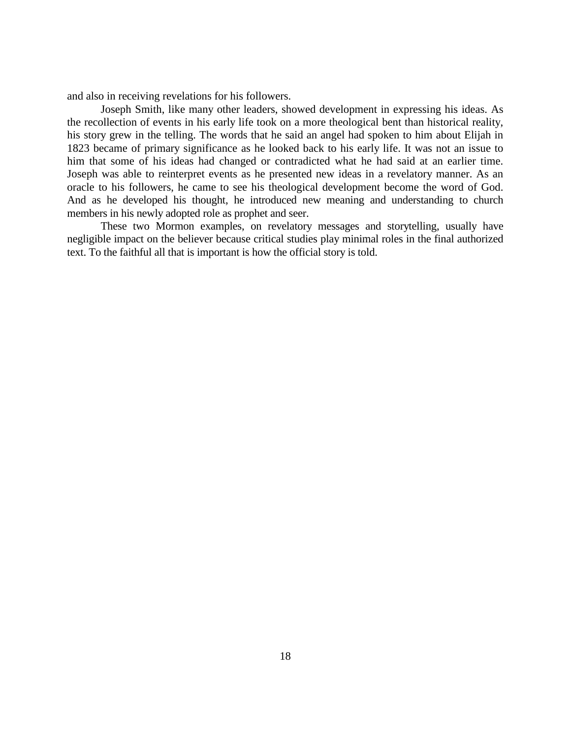and also in receiving revelations for his followers.

Joseph Smith, like many other leaders, showed development in expressing his ideas. As the recollection of events in his early life took on a more theological bent than historical reality, his story grew in the telling. The words that he said an angel had spoken to him about Elijah in 1823 became of primary significance as he looked back to his early life. It was not an issue to him that some of his ideas had changed or contradicted what he had said at an earlier time. Joseph was able to reinterpret events as he presented new ideas in a revelatory manner. As an oracle to his followers, he came to see his theological development become the word of God. And as he developed his thought, he introduced new meaning and understanding to church members in his newly adopted role as prophet and seer.

These two Mormon examples, on revelatory messages and storytelling, usually have negligible impact on the believer because critical studies play minimal roles in the final authorized text. To the faithful all that is important is how the official story is told.